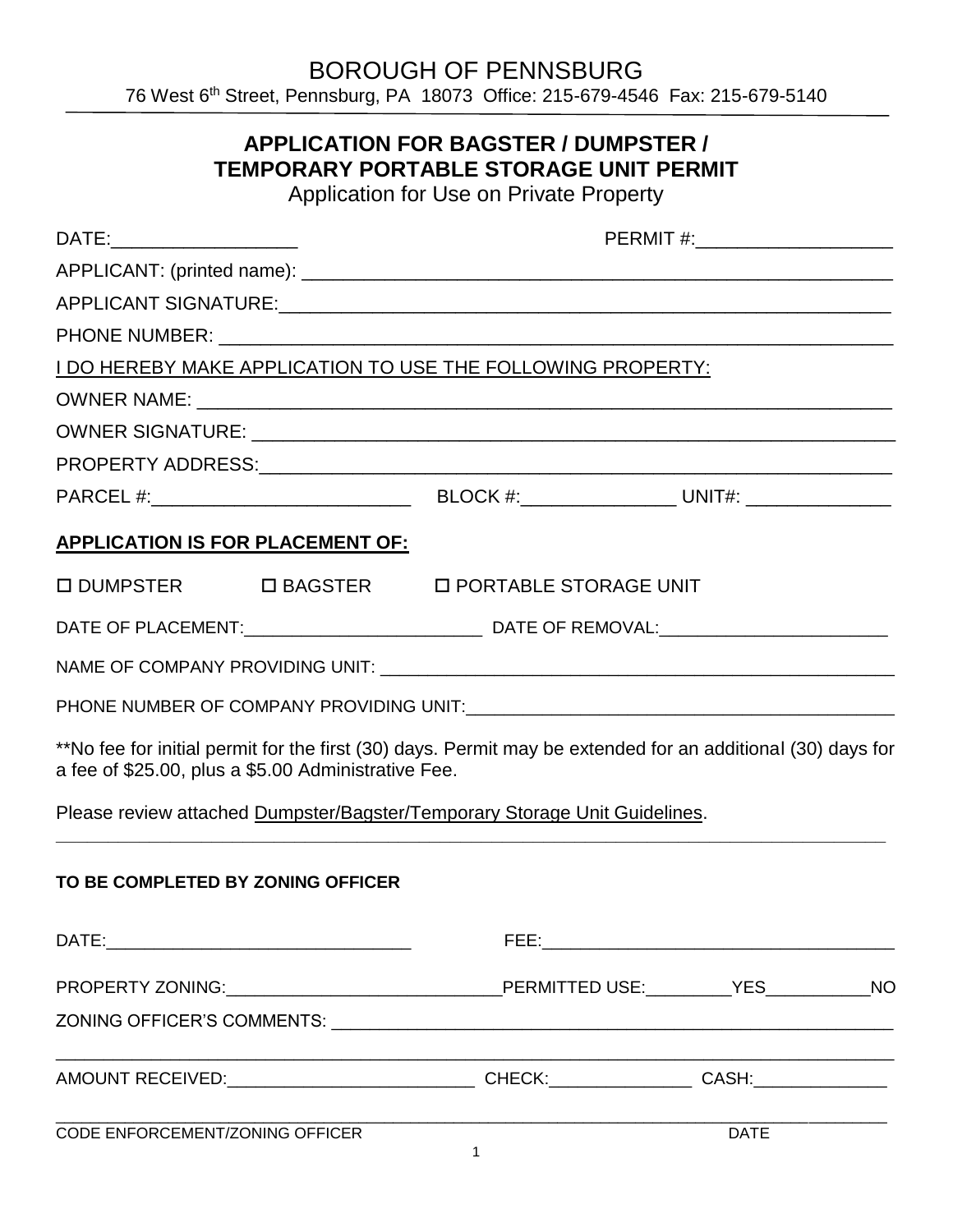# BOROUGH OF PENNSBURG

76 West 6th Street, Pennsburg, PA 18073 Office: 215-679-4546 Fax: 215-679-5140

## APPLICATION FOR BAGSTER / DUMPSTER / TEMPORARY PORTABLE STORAGE UNIT PERMIT

Application for Use on Private Property

DATE:__________________ PERMIT #:___________________

APPLICANT: (printed name): ____________________________________________________________

APPLICANT SIGNATURE:_________________________________________________________________

PHONE NUMBER: _____________________________________________________________________

I DO HEREBY MAKE APPLICATION TO USE THE FOLLOWING PROPERTY:

OWNER NAME: _______________________________________________________________________

OWNER SIGNATURE: ___________________________________________________________________

PROPERTY ADDRESS:__________________________________________________________________

PARCEL #:__________________________ BLOCK #:________________ UNIT#: ______________

**APPLICATION IS FOR PLACEMENT OF:**

☐ DUMPSTER ☐ BAGSTER ☐ PORTABLE STORAGE UNIT

DATE OF PLACEMENT:________________________ DATE OF REMOVAL:_______________________

NAME OF COMPANY PROVIDING UNIT: _________________________________________________

PHONE NUMBER OF COMPANY PROVIDING UNIT:________________________________________

**No fee for initial permit for the first (30) days. Permit may be extended for an additional (30) days for a fee of $25.00, plus a $5.00 Administrative Fee.

Please review attached Dumpster/Bagster/Temporary Storage Unit Guidelines.

---

**TO BE COMPLETED BY ZONING OFFICER**

DATE:________________________________ FEE:_____________________________________

PROPERTY ZONING:_____________________________PERMITTED USE:_________YES___________NO

ZONING OFFICER'S COMMENTS: ______________________________________________________

_________________________________________________________________________________

AMOUNT RECEIVED:__________________________ CHECK:_______________ CASH:______________

_________________________________________________________________________________

CODE ENFORCEMENT/ZONING OFFICER DATE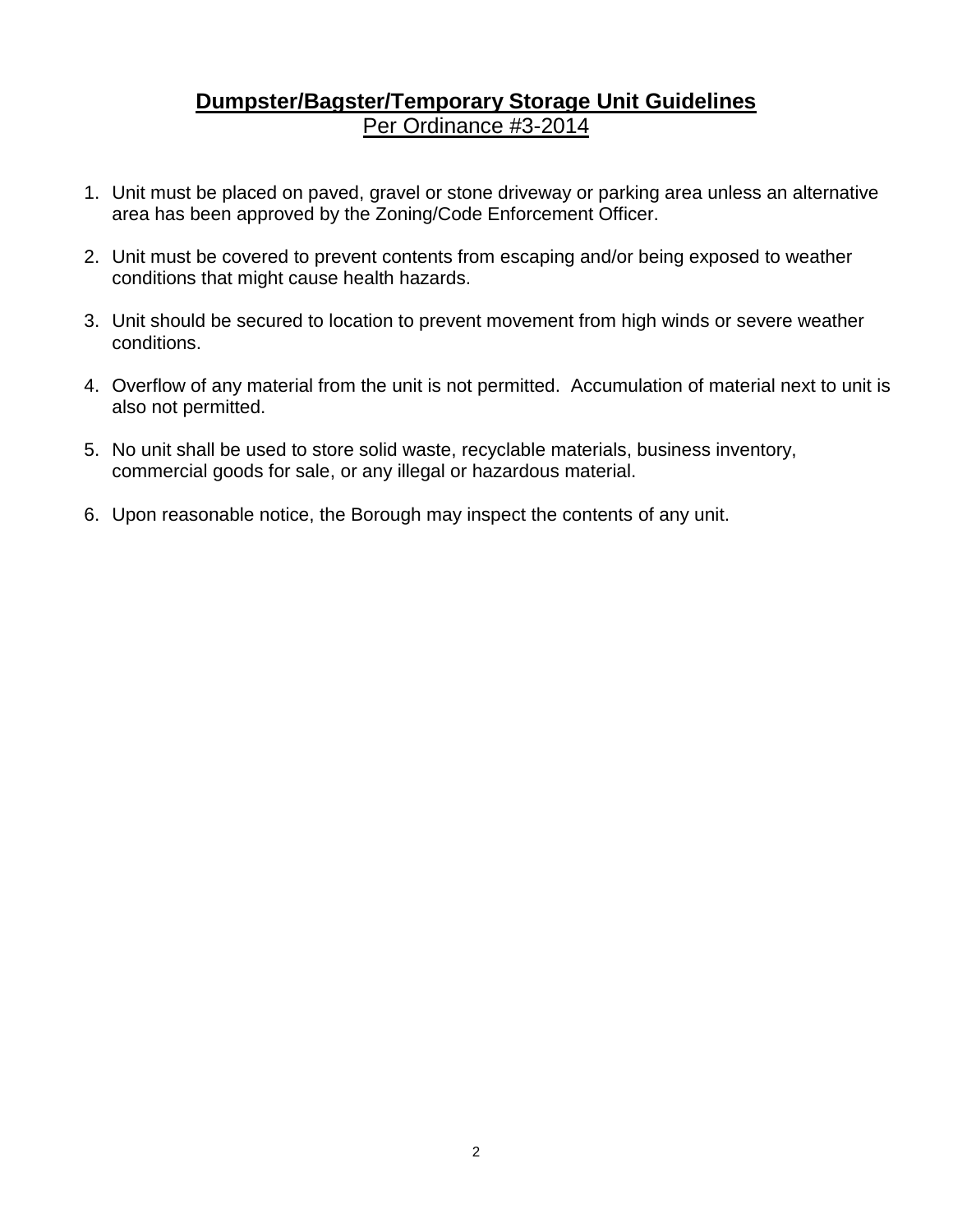## **Dumpster/Bagster/Temporary Storage Unit Guidelines**

Per Ordinance #3-2014

1. Unit must be placed on paved, gravel or stone driveway or parking area unless an alternative area has been approved by the Zoning/Code Enforcement Officer.

2. Unit must be covered to prevent contents from escaping and/or being exposed to weather conditions that might cause health hazards.

3. Unit should be secured to location to prevent movement from high winds or severe weather conditions.

4. Overflow of any material from the unit is not permitted. Accumulation of material next to unit is also not permitted.

5. No unit shall be used to store solid waste, recyclable materials, business inventory, commercial goods for sale, or any illegal or hazardous material.

6. Upon reasonable notice, the Borough may inspect the contents of any unit.